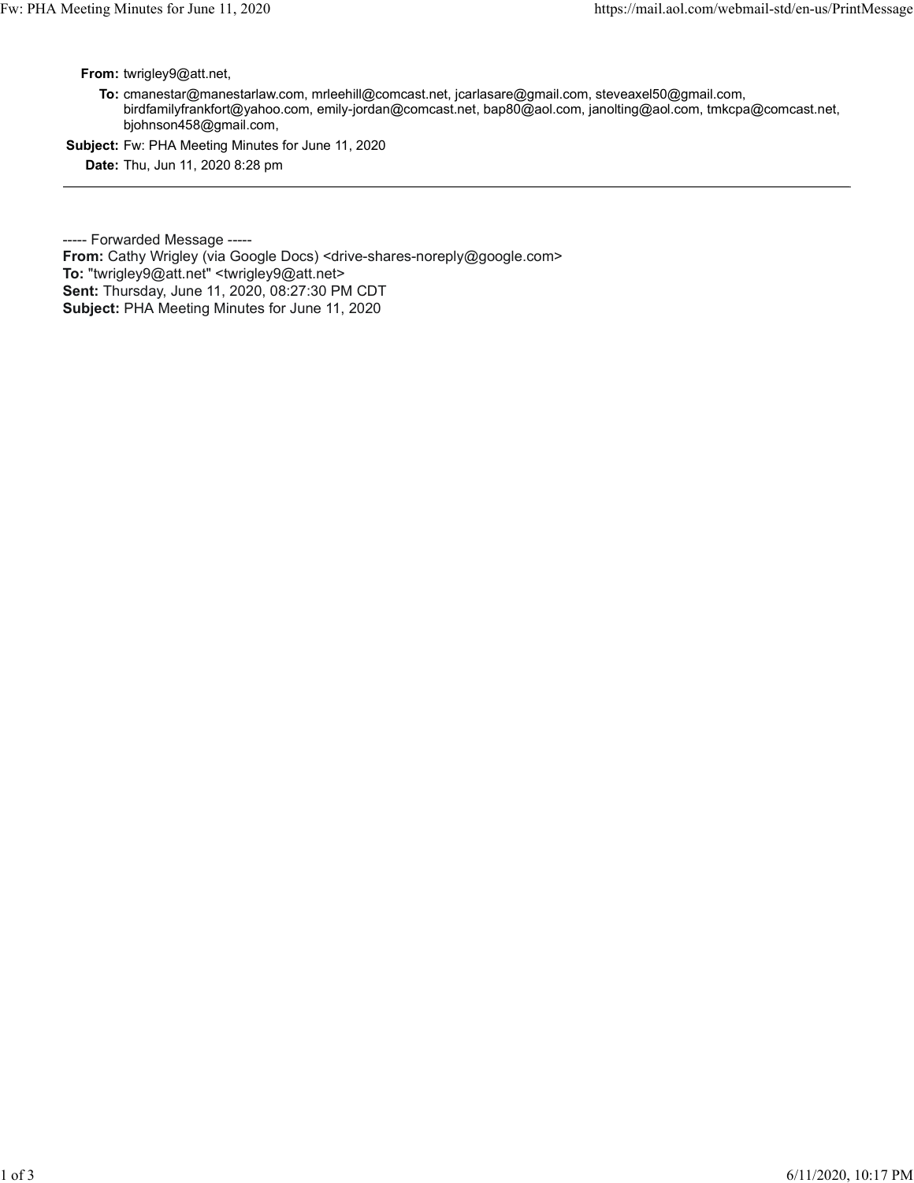**From:** twrigley9@att.net,

**To:** cmanestar@manestarlaw.com, mrleehill@comcast.net, jcarlasare@gmail.com, steveaxel50@gmail.com, birdfamilyfrankfort@yahoo.com, emily-jordan@comcast.net, bap80@aol.com, janolting@aol.com, tmkcpa@comcast.net, bjohnson458@gmail.com,

**Subject:** Fw: PHA Meeting Minutes for June 11, 2020

**Date:** Thu, Jun 11, 2020 8:28 pm

---

----- Forwarded Message -----

**From:** Cathy Wrigley (via Google Docs) <drive-shares-noreply@google.com>

**To:** "twrigley9@att.net" <twrigley9@att.net>

**Sent:** Thursday, June 11, 2020, 08:27:30 PM CDT

**Subject:** PHA Meeting Minutes for June 11, 2020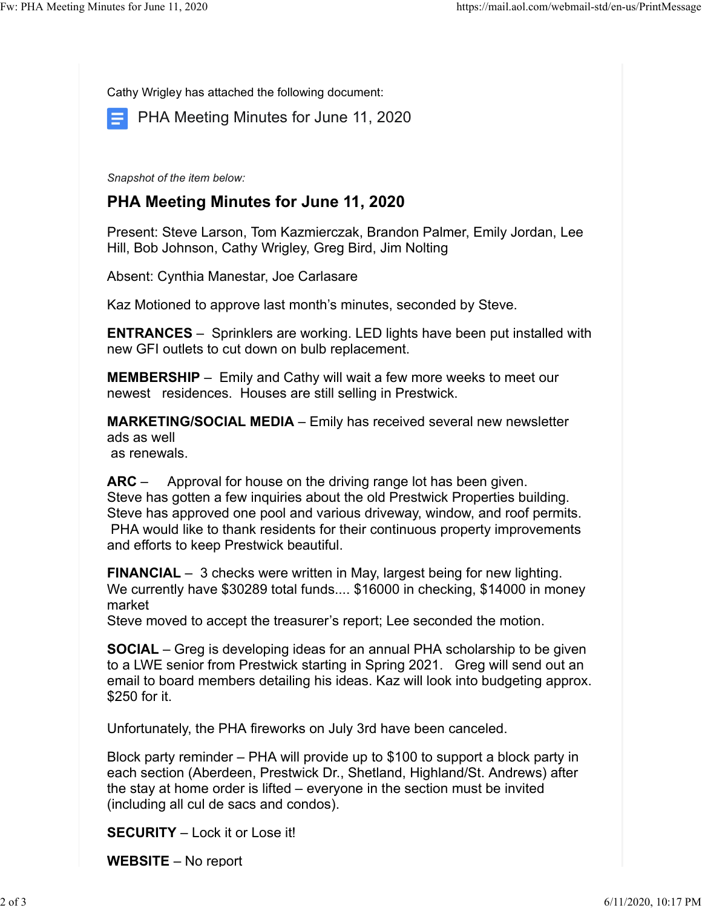Cathy Wrigley has attached the following document:

PHA Meeting Minutes for June 11, 2020

*Snapshot of the item below:*

## PHA Meeting Minutes for June 11, 2020

Present: Steve Larson, Tom Kazmierczak, Brandon Palmer, Emily Jordan, Lee Hill, Bob Johnson, Cathy Wrigley, Greg Bird, Jim Nolting

Absent: Cynthia Manestar, Joe Carlasare

Kaz Motioned to approve last month's minutes, seconded by Steve.

**ENTRANCES** – Sprinklers are working. LED lights have been put installed with new GFI outlets to cut down on bulb replacement.

**MEMBERSHIP** – Emily and Cathy will wait a few more weeks to meet our newest residences. Houses are still selling in Prestwick.

**MARKETING/SOCIAL MEDIA** – Emily has received several new newsletter ads as well as renewals.

**ARC** – Approval for house on the driving range lot has been given.
Steve has gotten a few inquiries about the old Prestwick Properties building.
Steve has approved one pool and various driveway, window, and roof permits.
PHA would like to thank residents for their continuous property improvements and efforts to keep Prestwick beautiful.

**FINANCIAL** – 3 checks were written in May, largest being for new lighting.
We currently have $30289 total funds.... $16000 in checking, $14000 in money market
Steve moved to accept the treasurer's report; Lee seconded the motion.

**SOCIAL** – Greg is developing ideas for an annual PHA scholarship to be given to a LWE senior from Prestwick starting in Spring 2021. Greg will send out an email to board members detailing his ideas. Kaz will look into budgeting approx. $250 for it.

Unfortunately, the PHA fireworks on July 3rd have been canceled.

Block party reminder – PHA will provide up to $100 to support a block party in each section (Aberdeen, Prestwick Dr., Shetland, Highland/St. Andrews) after the stay at home order is lifted – everyone in the section must be invited (including all cul de sacs and condos).

**SECURITY** – Lock it or Lose it!

**WEBSITE** – No report